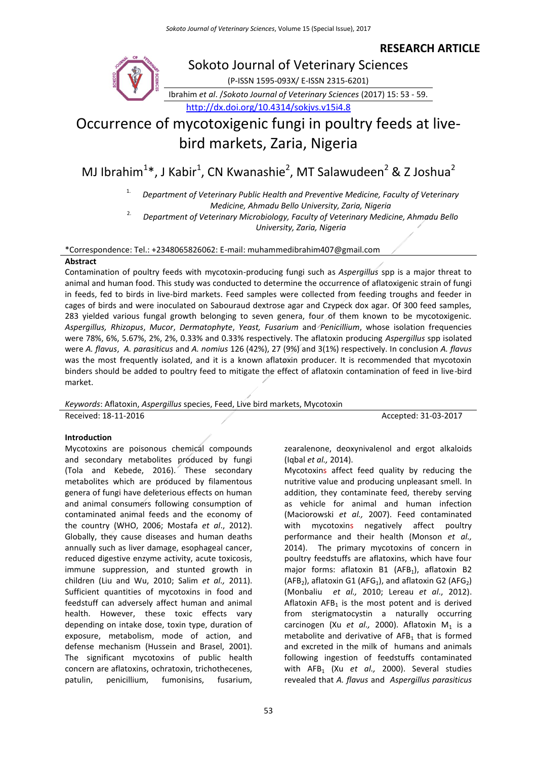**RESEARCH ARTICLE**

Sokoto Journal of Veterinary Sciences

(P-ISSN 1595-093X/ E-ISSN 2315-6201)

Ibrahim *et al*. /*Sokoto Journal of Veterinary Sciences* (2017) 15: 53 - 59.

http://dx.doi.org/10.4314/sokjvs.v15i4.8

# Occurrence of mycotoxigenic fungi in poultry feeds at live-bird markets, Zaria, Nigeria

MJ Ibrahim[1]*, J Kabir[1], CN Kwanashie[2], MT Salawudeen[2] & Z Joshua[2]

1. *Department of Veterinary Public Health and Preventive Medicine, Faculty of Veterinary Medicine, Ahmadu Bello University, Zaria, Nigeria*
2. *Department of Veterinary Microbiology, Faculty of Veterinary Medicine, Ahmadu Bello University, Zaria, Nigeria*

*Correspondence: Tel.: +2348065826062: E-mail: muhammedibrahim407@gmail.com

## Abstract

Contamination of poultry feeds with mycotoxin-producing fungi such as *Aspergillus* spp is a major threat to animal and human food. This study was conducted to determine the occurrence of aflatoxigenic strain of fungi in feeds, fed to birds in live-bird markets. Feed samples were collected from feeding troughs and feeder in cages of birds and were inoculated on Sabouraud dextrose agar and Czypeck dox agar. Of 300 feed samples, 283 yielded various fungal growth belonging to seven genera, four of them known to be mycotoxigenic. *Aspergillus, Rhizopus*, *Mucor*, *Dermatophyte*, *Yeast, Fusarium* and *Penicillium*, whose isolation frequencies were 78%, 6%, 5.67%, 2%, 2%, 0.33% and 0.33% respectively. The aflatoxin producing *Aspergillus* spp isolated were *A. flavus*, *A. parasiticus* and *A. nomius* 126 (42%), 27 (9%) and 3(1%) respectively. In conclusion *A. flavus* was the most frequently isolated, and it is a known aflatoxin producer. It is recommended that mycotoxin binders should be added to poultry feed to mitigate the effect of aflatoxin contamination of feed in live-bird market.

*Keywords*: Aflatoxin, *Aspergillus* species, Feed, Live bird markets, Mycotoxin

Received: 18-11-2016 Accepted: 31-03-2017

## Introduction

Mycotoxins are poisonous chemical compounds and secondary metabolites produced by fungi (Tola and Kebede, 2016). These secondary metabolites which are produced by filamentous genera of fungi have deleterious effects on human and animal consumers following consumption of contaminated animal feeds and the economy of the country (WHO, 2006; Mostafa *et al*., 2012). Globally, they cause diseases and human deaths annually such as liver damage, esophageal cancer, reduced digestive enzyme activity, acute toxicosis, immune suppression, and stunted growth in children (Liu and Wu, 2010; Salim *et al.,* 2011). Sufficient quantities of mycotoxins in food and feedstuff can adversely affect human and animal health. However, these toxic effects vary depending on intake dose, toxin type, duration of exposure, metabolism, mode of action, and defense mechanism (Hussein and Brasel, 2001). The significant mycotoxins of public health concern are aflatoxins, ochratoxin, trichothecenes, patulin, penicillium, fumonisins, fusarium, zearalenone, deoxynivalenol and ergot alkaloids (Iqbal *et al.,* 2014).

Mycotoxins affect feed quality by reducing the nutritive value and producing unpleasant smell. In addition, they contaminate feed, thereby serving as vehicle for animal and human infection (Maciorowski *et al.,* 2007). Feed contaminated with mycotoxins negatively affect poultry performance and their health (Monson *et al.,* 2014). The primary mycotoxins of concern in poultry feedstuffs are aflatoxins, which have four major forms: aflatoxin B1 ($AFB_1$), aflatoxin B2 ($AFB_2$), aflatoxin G1 ($AFG_1$), and aflatoxin G2 ($AFG_2$) (Monbaliu *et al.,* 2010; Lereau *et al*., 2012). Aflatoxin $AFB_1$ is the most potent and is derived from sterigmatocystin a naturally occurring carcinogen (Xu *et al.,* 2000). Aflatoxin $M_1$ is a metabolite and derivative of $AFB_1$ that is formed and excreted in the milk of humans and animals following ingestion of feedstuffs contaminated with $AFB_1$ (Xu *et al.,* 2000). Several studies revealed that *A. flavus* and *Aspergillus parasiticus*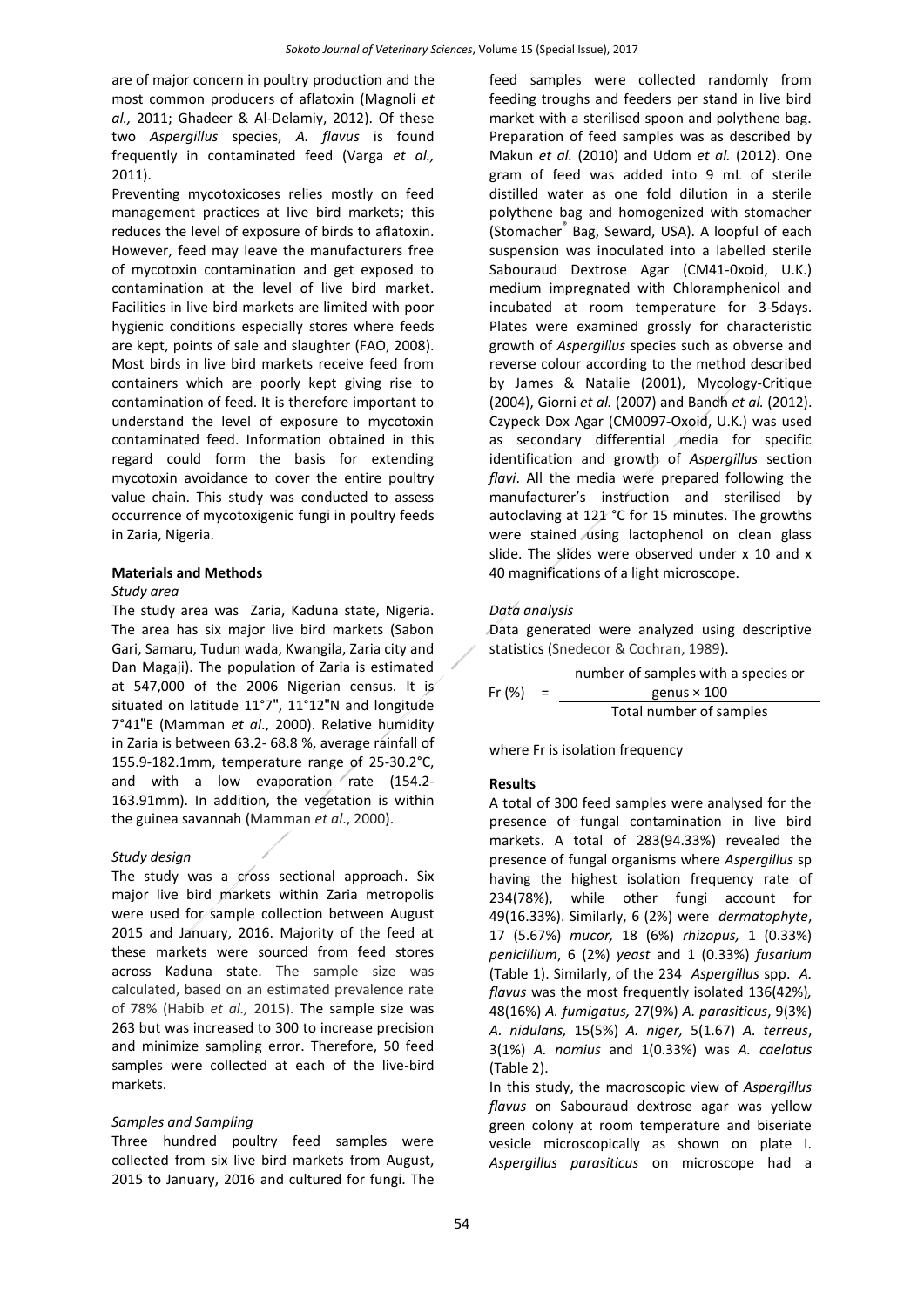are of major concern in poultry production and the most common producers of aflatoxin (Magnoli *et al.,* 2011; Ghadeer & Al-Delamiy, 2012). Of these two *Aspergillus* species, *A. flavus* is found frequently in contaminated feed (Varga *et al.,* 2011).

Preventing mycotoxicoses relies mostly on feed management practices at live bird markets; this reduces the level of exposure of birds to aflatoxin. However, feed may leave the manufacturers free of mycotoxin contamination and get exposed to contamination at the level of live bird market. Facilities in live bird markets are limited with poor hygienic conditions especially stores where feeds are kept, points of sale and slaughter (FAO, 2008). Most birds in live bird markets receive feed from containers which are poorly kept giving rise to contamination of feed. It is therefore important to understand the level of exposure to mycotoxin contaminated feed. Information obtained in this regard could form the basis for extending mycotoxin avoidance to cover the entire poultry value chain. This study was conducted to assess occurrence of mycotoxigenic fungi in poultry feeds in Zaria, Nigeria.

## Materials and Methods

### *Study area*

The study area was Zaria, Kaduna state, Nigeria. The area has six major live bird markets (Sabon Gari, Samaru, Tudun wada, Kwangila, Zaria city and Dan Magaji). The population of Zaria is estimated at 547,000 of the 2006 Nigerian census. It is situated on latitude 11°7", 11°12"N and longitude 7°41"E (Mamman *et al*., 2000). Relative humidity in Zaria is between 63.2- 68.8 %, average rainfall of 155.9-182.1mm, temperature range of 25-30.2°C, and with a low evaporation rate (154.2-163.91mm). In addition, the vegetation is within the guinea savannah (Mamman *et al*., 2000).

### *Study design*

The study was a cross sectional approach. Six major live bird markets within Zaria metropolis were used for sample collection between August 2015 and January, 2016. Majority of the feed at these markets were sourced from feed stores across Kaduna state. The sample size was calculated, based on an estimated prevalence rate of 78% (Habib *et al.,* 2015). The sample size was 263 but was increased to 300 to increase precision and minimize sampling error. Therefore, 50 feed samples were collected at each of the live-bird markets.

### *Samples and Sampling*

Three hundred poultry feed samples were collected from six live bird markets from August, 2015 to January, 2016 and cultured for fungi. The feed samples were collected randomly from feeding troughs and feeders per stand in live bird market with a sterilised spoon and polythene bag. Preparation of feed samples was as described by Makun *et al.* (2010) and Udom *et al.* (2012). One gram of feed was added into 9 mL of sterile distilled water as one fold dilution in a sterile polythene bag and homogenized with stomacher (Stomacher® Bag, Seward, USA). A loopful of each suspension was inoculated into a labelled sterile Sabouraud Dextrose Agar (CM41-0xoid, U.K.) medium impregnated with Chloramphenicol and incubated at room temperature for 3-5days. Plates were examined grossly for characteristic growth of *Aspergillus* species such as obverse and reverse colour according to the method described by James & Natalie (2001), Mycology-Critique (2004), Giorni *et al.* (2007) and Bandh *et al.* (2012). Czypeck Dox Agar (CM0097-Oxoid, U.K.) was used as secondary differential media for specific identification and growth of *Aspergillus* section *flavi*. All the media were prepared following the manufacturer's instruction and sterilised by autoclaving at 121 °C for 15 minutes. The growths were stained using lactophenol on clean glass slide. The slides were observed under x 10 and x 40 magnifications of a light microscope.

### *Data analysis*

Data generated were analyzed using descriptive statistics (Snedecor & Cochran, 1989).

$$Fr\ (\%) = \frac{\text{number of samples with a species or genus} \times 100}{\text{Total number of samples}}$$

where Fr is isolation frequency

## Results

A total of 300 feed samples were analysed for the presence of fungal contamination in live bird markets. A total of 283(94.33%) revealed the presence of fungal organisms where *Aspergillus* sp having the highest isolation frequency rate of 234(78%), while other fungi account for 49(16.33%). Similarly, 6 (2%) were *dermatophyte*, 17 (5.67%) *mucor,* 18 (6%) *rhizopus,* 1 (0.33%) *penicillium*, 6 (2%) *yeast* and 1 (0.33%) *fusarium* (Table 1). Similarly, of the 234 *Aspergillus* spp. *A. flavus* was the most frequently isolated 136(42%), 48(16%) *A. fumigatus,* 27(9%) *A. parasiticus*, 9(3%) *A. nidulans,* 15(5%) *A. niger,* 5(1.67) *A. terreus*, 3(1%) *A. nomius* and 1(0.33%) was *A. caelatus* (Table 2).

In this study, the macroscopic view of *Aspergillus flavus* on Sabouraud dextrose agar was yellow green colony at room temperature and biseriate vesicle microscopically as shown on plate I. *Aspergillus parasiticus* on microscope had a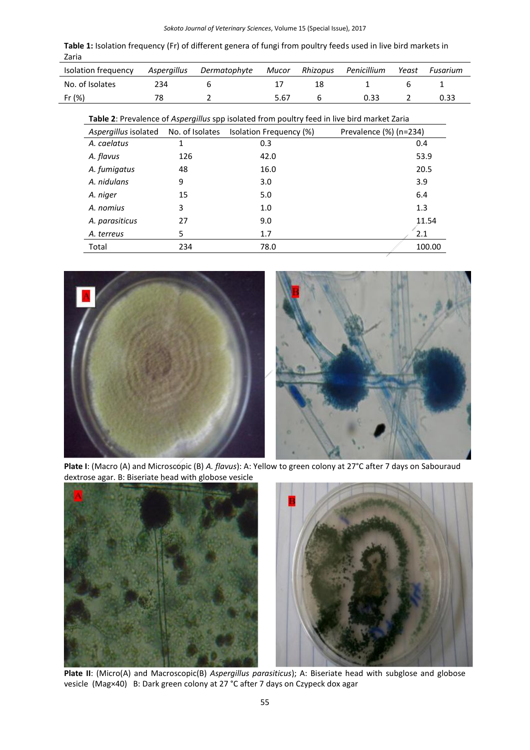**Table 1:** Isolation frequency (Fr) of different genera of fungi from poultry feeds used in live bird markets in Zaria

| Isolation frequency | *Aspergillus* | Dermatophyte | *Mucor* | *Rhizopus* | *Penicillium* | Yeast | *Fusarium* |
|---|---|---|---|---|---|---|---|
| No. of Isolates | 234 | 6 | 17 | 18 | 1 | 6 | 1 |
| Fr (%) | 78 | 2 | 5.67 | 6 | 0.33 | 2 | 0.33 |

**Table 2**: Prevalence of *Aspergillus* spp isolated from poultry feed in live bird market Zaria

| *Aspergillus* isolated | No. of Isolates | Isolation Frequency (%) | Prevalence (%) (n=234) |
|---|---|---|---|
| *A. caelatus* | 1 | 0.3 | 0.4 |
| *A. flavus* | 126 | 42.0 | 53.9 |
| *A. fumigatus* | 48 | 16.0 | 20.5 |
| *A. nidulans* | 9 | 3.0 | 3.9 |
| *A. niger* | 15 | 5.0 | 6.4 |
| *A. nomius* | 3 | 1.0 | 1.3 |
| *A. parasiticus* | 27 | 9.0 | 11.54 |
| *A. terreus* | 5 | 1.7 | 2.1 |
| Total | 234 | 78.0 | 100.00 |

**Plate I**: (Macro (A) and Microscopic (B) *A. flavus*): A: Yellow to green colony at 27°C after 7 days on Sabouraud dextrose agar. B: Biseriate head with globose vesicle

**Plate II**: (Micro(A) and Macroscopic(B) *Aspergillus parasiticus*); A: Biseriate head with subglose and globose vesicle (Mag×40) B: Dark green colony at 27 °C after 7 days on Czypeck dox agar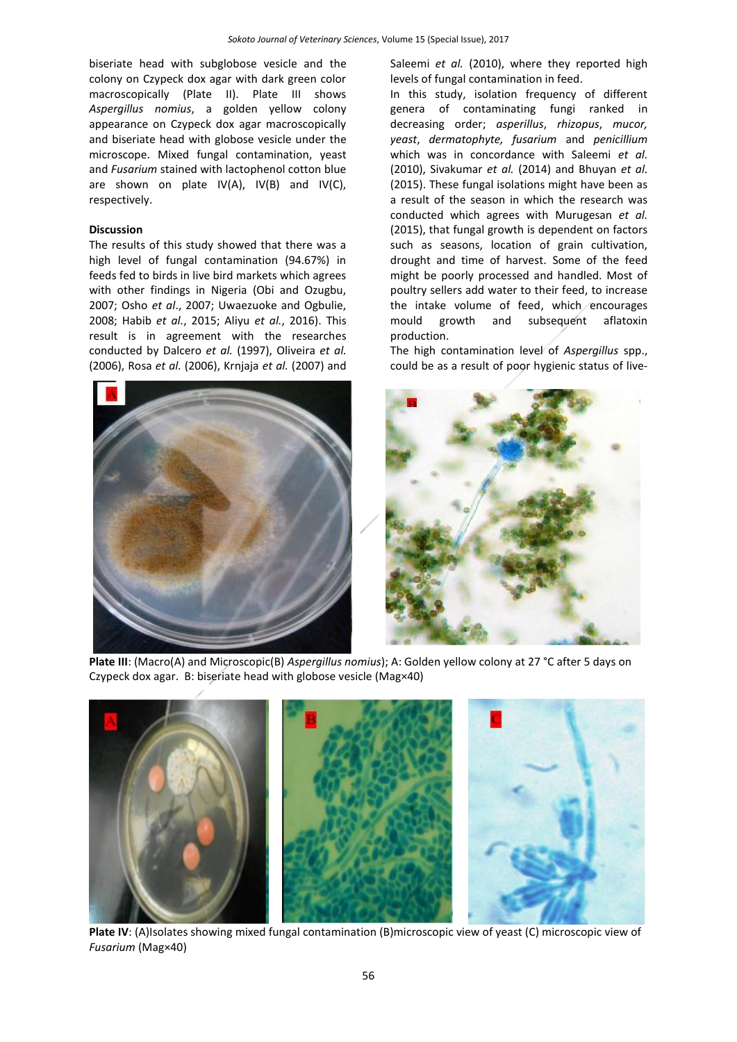biseriate head with subglobose vesicle and the colony on Czypeck dox agar with dark green color macroscopically (Plate II). Plate III shows *Aspergillus nomius*, a golden yellow colony appearance on Czypeck dox agar macroscopically and biseriate head with globose vesicle under the microscope. Mixed fungal contamination, yeast and *Fusarium* stained with lactophenol cotton blue are shown on plate IV(A), IV(B) and IV(C), respectively.

**Discussion**

The results of this study showed that there was a high level of fungal contamination (94.67%) in feeds fed to birds in live bird markets which agrees with other findings in Nigeria (Obi and Ozugbu, 2007; Osho *et al*., 2007; Uwaezuoke and Ogbulie, 2008; Habib *et al.*, 2015; Aliyu *et al.*, 2016). This result is in agreement with the researches conducted by Dalcero *et al.* (1997), Oliveira *et al.* (2006), Rosa *et al.* (2006), Krnjaja *et al.* (2007) and Saleemi *et al.* (2010), where they reported high levels of fungal contamination in feed.

In this study, isolation frequency of different genera of contaminating fungi ranked in decreasing order; *asperillus*, *rhizopus*, *mucor, yeast*, *dermatophyte, fusarium* and *penicillium* which was in concordance with Saleemi *et al.* (2010), Sivakumar *et al.* (2014) and Bhuyan *et al.* (2015). These fungal isolations might have been as a result of the season in which the research was conducted which agrees with Murugesan *et al.* (2015), that fungal growth is dependent on factors such as seasons, location of grain cultivation, drought and time of harvest. Some of the feed might be poorly processed and handled. Most of poultry sellers add water to their feed, to increase the intake volume of feed, which encourages mould growth and subsequent aflatoxin production.

The high contamination level of *Aspergillus* spp., could be as a result of poor hygienic status of live-

**Plate III**: (Macro(A) and Microscopic(B) *Aspergillus nomius*); A: Golden yellow colony at 27 °C after 5 days on Czypeck dox agar. B: biseriate head with globose vesicle (Mag×40)

**Plate IV**: (A)Isolates showing mixed fungal contamination (B)microscopic view of yeast (C) microscopic view of *Fusarium* (Mag×40)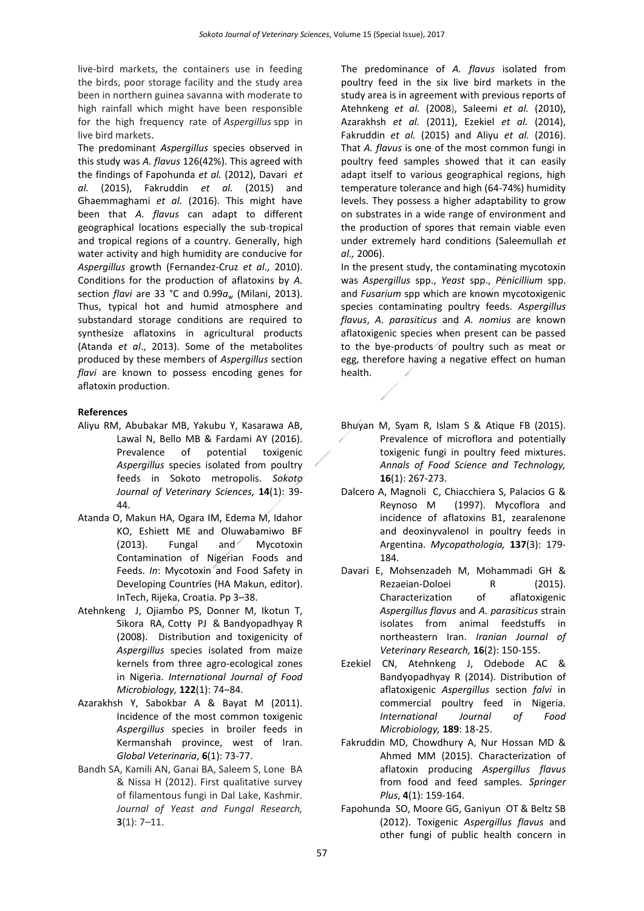live-bird markets, the containers use in feeding the birds, poor storage facility and the study area been in northern guinea savanna with moderate to high rainfall which might have been responsible for the high frequency rate of *Aspergillus* spp in live bird markets.

The predominant *Aspergillus* species observed in this study was *A. flavus* 126(42%). This agreed with the findings of Fapohunda *et al.* (2012), Davari *et al.* (2015), Fakruddin *et al.* (2015) and Ghaemmaghami *et al.* (2016). This might have been that *A. flavus* can adapt to different geographical locations especially the sub-tropical and tropical regions of a country. Generally, high water activity and high humidity are conducive for *Aspergillus* growth (Fernandez-Cruz *et al.,* 2010). Conditions for the production of aflatoxins by *A.* section *flavi* are 33 °C and 0.99$a_w$ (Milani, 2013). Thus, typical hot and humid atmosphere and substandard storage conditions are required to synthesize aflatoxins in agricultural products (Atanda *et al*., 2013). Some of the metabolites produced by these members of *Aspergillus* section *flavi* are known to possess encoding genes for aflatoxin production.

The predominance of *A. flavus* isolated from poultry feed in the six live bird markets in the study area is in agreement with previous reports of Atehnkeng *et al.* (2008), Saleemi *et al.* (2010), Azarakhsh *et al.* (2011), Ezekiel *et al.* (2014), Fakruddin *et al.* (2015) and Aliyu *et al.* (2016). That *A. flavus* is one of the most common fungi in poultry feed samples showed that it can easily adapt itself to various geographical regions, high temperature tolerance and high (64-74%) humidity levels. They possess a higher adaptability to grow on substrates in a wide range of environment and the production of spores that remain viable even under extremely hard conditions (Saleemullah *et al.,* 2006).

In the present study, the contaminating mycotoxin was *Aspergillus* spp., *Yeast* spp., *Penicillium* spp. and *Fusarium* spp which are known mycotoxigenic species contaminating poultry feeds. *Aspergillus flavus*, *A. parasiticus* and *A. nomius* are known aflatoxigenic species when present can be passed to the bye-products of poultry such as meat or egg, therefore having a negative effect on human health.

## References

Aliyu RM, Abubakar MB, Yakubu Y, Kasarawa AB, Lawal N, Bello MB & Fardami AY (2016). Prevalence of potential toxigenic *Aspergillus* species isolated from poultry feeds in Sokoto metropolis. *Sokoto Journal of Veterinary Sciences,* **14**(1): 39-44.

Atanda O, Makun HA, Ogara IM, Edema M, Idahor KO, Eshiett ME and Oluwabamiwo BF (2013). Fungal and Mycotoxin Contamination of Nigerian Foods and Feeds. *In*: Mycotoxin and Food Safety in Developing Countries (HA Makun, editor). InTech, Rijeka, Croatia. Pp 3–38.

Atehnkeng J, Ojiambo PS, Donner M, Ikotun T, Sikora RA, Cotty PJ & Bandyopadhyay R (2008). Distribution and toxigenicity of *Aspergillus* species isolated from maize kernels from three agro-ecological zones in Nigeria. *International Journal of Food Microbiology,* **122**(1): 74–84.

Azarakhsh Y, Sabokbar A & Bayat M (2011). Incidence of the most common toxigenic *Aspergillus* species in broiler feeds in Kermanshah province, west of Iran. *Global Veterinaria*, **6**(1): 73-77.

Bandh SA, Kamili AN, Ganai BA, Saleem S, Lone BA & Nissa H (2012). First qualitative survey of filamentous fungi in Dal Lake, Kashmir. *Journal of Yeast and Fungal Research,* **3**(1): 7–11.

Bhuyan M, Syam R, Islam S & Atique FB (2015). Prevalence of microflora and potentially toxigenic fungi in poultry feed mixtures. *Annals of Food Science and Technology,* **16**(1): 267-273.

Dalcero A, Magnoli C, Chiacchiera S, Palacios G & Reynoso M (1997). Mycoflora and incidence of aflatoxins B1, zearalenone and deoxinyvalenol in poultry feeds in Argentina. *Mycopathologia,* **137**(3): 179-184.

Davari E, Mohsenzadeh M, Mohammadi GH & Rezaeian-Doloei R (2015). Characterization of aflatoxigenic *Aspergillus flavus* and *A. parasiticus* strain isolates from animal feedstuffs in northeastern Iran. *Iranian Journal of Veterinary Research,* **16**(2): 150-155.

Ezekiel CN, Atehnkeng J, Odebode AC & Bandyopadhyay R (2014). Distribution of aflatoxigenic *Aspergillus* section *falvi* in commercial poultry feed in Nigeria. *International Journal of Food Microbiology,* **189**: 18-25.

Fakruddin MD, Chowdhury A, Nur Hossan MD & Ahmed MM (2015). Characterization of aflatoxin producing *Aspergillus flavus* from food and feed samples. *Springer Plus*, **4**(1): 159-164.

Fapohunda SO, Moore GG, Ganiyun OT & Beltz SB (2012). Toxigenic *Aspergillus flavus* and other fungi of public health concern in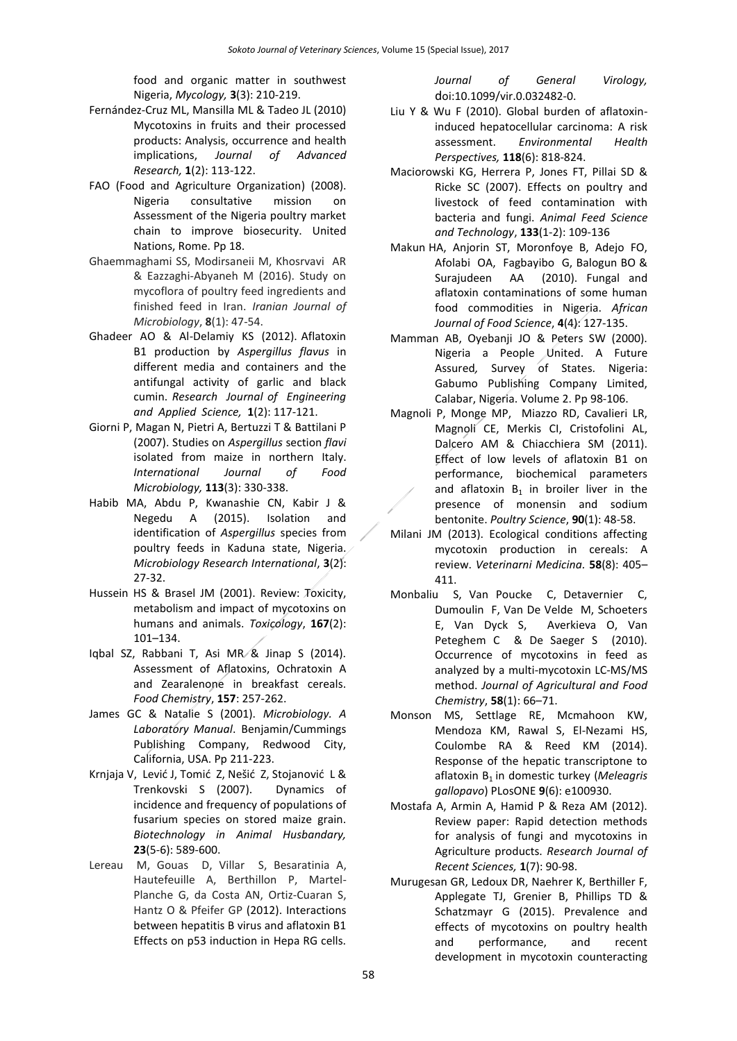food and organic matter in southwest Nigeria, *Mycology,* **3**(3): 210-219.

Fernández-Cruz ML, Mansilla ML & Tadeo JL (2010) Mycotoxins in fruits and their processed products: Analysis, occurrence and health implications, *Journal of Advanced Research,* **1**(2): 113-122.

FAO (Food and Agriculture Organization) (2008). Nigeria consultative mission on Assessment of the Nigeria poultry market chain to improve biosecurity. United Nations, Rome. Pp 18.

Ghaemmaghami SS, Modirsaneii M, Khosrvavi AR & Eazzaghi-Abyaneh M (2016). Study on mycoflora of poultry feed ingredients and finished feed in Iran. *Iranian Journal of Microbiology*, **8**(1): 47-54.

Ghadeer AO & Al-Delamiy KS (2012). Aflatoxin B1 production by *Aspergillus flavus* in different media and containers and the antifungal activity of garlic and black cumin. *Research Journal of Engineering and Applied Science,* **1**(2): 117-121.

Giorni P, Magan N, Pietri A, Bertuzzi T & Battilani P (2007). Studies on *Aspergillus* section *flavi* isolated from maize in northern Italy. *International Journal of Food Microbiology,* **113**(3): 330-338.

Habib MA, Abdu P, Kwanashie CN, Kabir J & Negedu A (2015). Isolation and identification of *Aspergillus* species from poultry feeds in Kaduna state, Nigeria. *Microbiology Research International*, **3**(2): 27-32.

Hussein HS & Brasel JM (2001). Review: Toxicity, metabolism and impact of mycotoxins on humans and animals. *Toxicology*, **167**(2): 101–134.

Iqbal SZ, Rabbani T, Asi MR & Jinap S (2014). Assessment of Aflatoxins, Ochratoxin A and Zearalenone in breakfast cereals. *Food Chemistry*, **157**: 257-262.

James GC & Natalie S (2001). *Microbiology. A Laboratory Manual*. Benjamin/Cummings Publishing Company, Redwood City, California, USA. Pp 211-223.

Krnjaja V, Lević J, Tomić Z, Nešić Z, Stojanović L & Trenkovski S (2007). Dynamics of incidence and frequency of populations of fusarium species on stored maize grain. *Biotechnology in Animal Husbandary,* **23**(5-6): 589-600.

Lereau M, Gouas D, Villar S, Besaratinia A, Hautefeuille A, Berthillon P, Martel-Planche G, da Costa AN, Ortiz-Cuaran S, Hantz O & Pfeifer GP (2012). Interactions between hepatitis B virus and aflatoxin B1 Effects on p53 induction in Hepa RG cells. *Journal of General Virology,* doi:10.1099/vir.0.032482-0.

Liu Y & Wu F (2010). Global burden of aflatoxin-induced hepatocellular carcinoma: A risk assessment. *Environmental Health Perspectives,* **118**(6): 818-824.

Maciorowski KG, Herrera P, Jones FT, Pillai SD & Ricke SC (2007). Effects on poultry and livestock of feed contamination with bacteria and fungi. *Animal Feed Science and Technology*, **133**(1-2): 109-136

Makun HA, Anjorin ST, Moronfoye B, Adejo FO, Afolabi OA, Fagbayibo G, Balogun BO & Surajudeen AA (2010). Fungal and aflatoxin contaminations of some human food commodities in Nigeria. *African Journal of Food Science*, **4**(4): 127-135.

Mamman AB, Oyebanji JO & Peters SW (2000). Nigeria a People United. A Future Assured, Survey of States. Nigeria: Gabumo Publishing Company Limited, Calabar, Nigeria. Volume 2. Pp 98-106.

Magnoli P, Monge MP, Miazzo RD, Cavalieri LR, Magnoli CE, Merkis CI, Cristofolini AL, Dalcero AM & Chiacchiera SM (2011). Effect of low levels of aflatoxin B1 on performance, biochemical parameters and aflatoxin $B_1$ in broiler liver in the presence of monensin and sodium bentonite. *Poultry Science*, **90**(1): 48-58.

Milani JM (2013). Ecological conditions affecting mycotoxin production in cereals: A review. *Veterinarni Medicina*. **58**(8): 405–411.

Monbaliu S, Van Poucke C, Detavernier C, Dumoulin F, Van De Velde M, Schoeters E, Van Dyck S, Averkieva O, Van Peteghem C & De Saeger S (2010). Occurrence of mycotoxins in feed as analyzed by a multi-mycotoxin LC-MS/MS method. *Journal of Agricultural and Food Chemistry*, **58**(1): 66–71.

Monson MS, Settlage RE, Mcmahoon KW, Mendoza KM, Rawal S, El-Nezami HS, Coulombe RA & Reed KM (2014). Response of the hepatic transcriptone to aflatoxin $B_1$ in domestic turkey (*Meleagris gallopavo*) PLosONE **9**(6): e100930.

Mostafa A, Armin A, Hamid P & Reza AM (2012). Review paper: Rapid detection methods for analysis of fungi and mycotoxins in Agriculture products. *Research Journal of Recent Sciences,* **1**(7): 90-98.

Murugesan GR, Ledoux DR, Naehrer K, Berthiller F, Applegate TJ, Grenier B, Phillips TD & Schatzmayr G (2015). Prevalence and effects of mycotoxins on poultry health and performance, and recent development in mycotoxin counteracting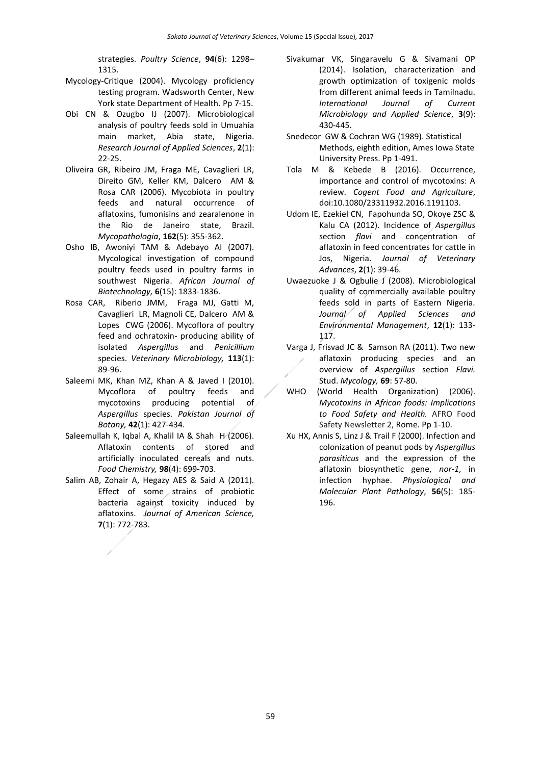strategies. *Poultry Science*, **94**(6): 1298–1315.

Mycology-Critique (2004). Mycology proficiency testing program. Wadsworth Center, New York state Department of Health. Pp 7-15.

Obi CN & Ozugbo IJ (2007). Microbiological analysis of poultry feeds sold in Umuahia main market, Abia state, Nigeria. *Research Journal of Applied Sciences*, **2**(1): 22-25.

Oliveira GR, Ribeiro JM, Fraga ME, Cavaglieri LR, Direito GM, Keller KM, Dalcero AM & Rosa CAR (2006). Mycobiota in poultry feeds and natural occurrence of aflatoxins, fumonisins and zearalenone in the Rio de Janeiro state, Brazil. *Mycopathologia*, **162**(5): 355-362.

Osho IB, Awoniyi TAM & Adebayo AI (2007). Mycological investigation of compound poultry feeds used in poultry farms in southwest Nigeria. *African Journal of Biotechnology,* **6**(15): 1833-1836.

Rosa CAR, Riberio JMM, Fraga MJ, Gatti M, Cavaglieri LR, Magnoli CE, Dalcero AM & Lopes CWG (2006). Mycoflora of poultry feed and ochratoxin- producing ability of isolated *Aspergillus* and *Penicillium* species. *Veterinary Microbiology,* **113**(1): 89-96.

Saleemi MK, Khan MZ, Khan A & Javed I (2010). Mycoflora of poultry feeds and mycotoxins producing potential of *Aspergillus* species. *Pakistan Journal of Botany,* **42**(1): 427-434.

Saleemullah K, Iqbal A, Khalil IA & Shah H (2006). Aflatoxin contents of stored and artificially inoculated cereals and nuts. *Food Chemistry,* **98**(4): 699-703.

Salim AB, Zohair A, Hegazy AES & Said A (2011). Effect of some strains of probiotic bacteria against toxicity induced by aflatoxins. *Journal of American Science,* **7**(1): 772-783.

Sivakumar VK, Singaravelu G & Sivamani OP (2014). Isolation, characterization and growth optimization of toxigenic molds from different animal feeds in Tamilnadu. *International Journal of Current Microbiology and Applied Science*, **3**(9): 430-445.

Snedecor GW & Cochran WG (1989). Statistical Methods, eighth edition, Ames Iowa State University Press. Pp 1-491.

Tola M & Kebede B (2016). Occurrence, importance and control of mycotoxins: A review. *Cogent Food and Agriculture*, doi:10.1080/23311932.2016.1191103.

Udom IE, Ezekiel CN, Fapohunda SO, Okoye ZSC & Kalu CA (2012). Incidence of *Aspergillus* section *flavi* and concentration of aflatoxin in feed concentrates for cattle in Jos, Nigeria. *Journal of Veterinary Advances*, **2**(1): 39-46.

Uwaezuoke J & Ogbulie J (2008). Microbiological quality of commercially available poultry feeds sold in parts of Eastern Nigeria. *Journal of Applied Sciences and Environmental Management*, **12**(1): 133-117.

Varga J, Frisvad JC & Samson RA (2011). Two new aflatoxin producing species and an overview of *Aspergillus* section *Flavi.* Stud. *Mycology,* **69**: 57-80.

WHO (World Health Organization) (2006). *Mycotoxins in African foods: Implications to Food Safety and Health.* AFRO Food Safety Newsletter 2, Rome. Pp 1-10.

Xu HX, Annis S, Linz J & Trail F (2000). Infection and colonization of peanut pods by *Aspergillus parasiticus* and the expression of the aflatoxin biosynthetic gene, *nor-1*, in infection hyphae. *Physiological and Molecular Plant Pathology*, **56**(5): 185-196.